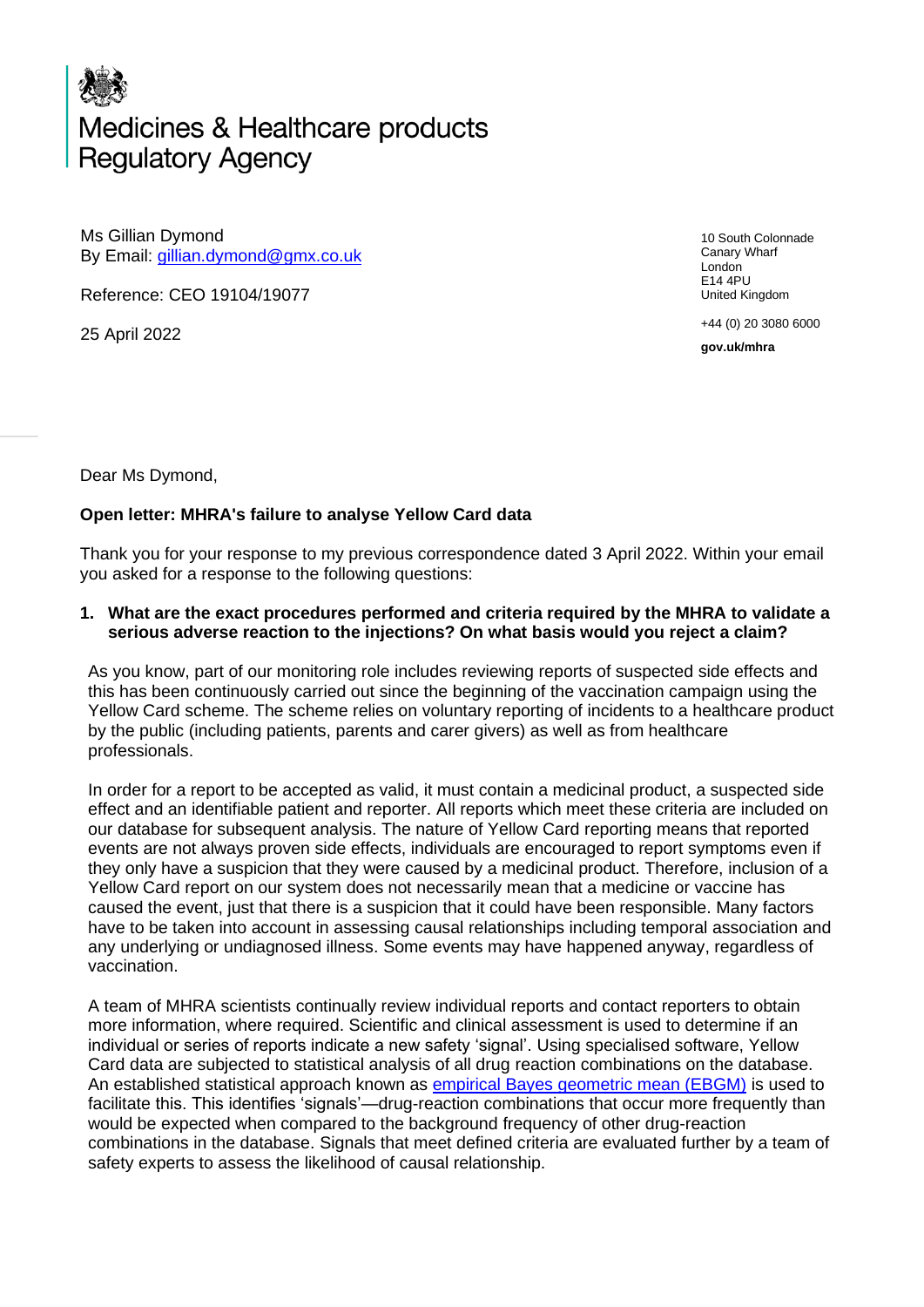# Medicines & Healthcare products Regulatory Agency

Ms Gillian Dymond
By Email: [gillian.dymond@gmx.co.uk](mailto:gillian.dymond@gmx.co.uk)

Reference: CEO 19104/19077

25 April 2022

10 South Colonnade
Canary Wharf
London
E14 4PU
United Kingdom

+44 (0) 20 3080 6000

**gov.uk/mhra**

Dear Ms Dymond,

**Open letter: MHRA's failure to analyse Yellow Card data**

Thank you for your response to my previous correspondence dated 3 April 2022. Within your email you asked for a response to the following questions:

1. **What are the exact procedures performed and criteria required by the MHRA to validate a serious adverse reaction to the injections? On what basis would you reject a claim?**

As you know, part of our monitoring role includes reviewing reports of suspected side effects and this has been continuously carried out since the beginning of the vaccination campaign using the Yellow Card scheme. The scheme relies on voluntary reporting of incidents to a healthcare product by the public (including patients, parents and carer givers) as well as from healthcare professionals.

In order for a report to be accepted as valid, it must contain a medicinal product, a suspected side effect and an identifiable patient and reporter. All reports which meet these criteria are included on our database for subsequent analysis. The nature of Yellow Card reporting means that reported events are not always proven side effects, individuals are encouraged to report symptoms even if they only have a suspicion that they were caused by a medicinal product. Therefore, inclusion of a Yellow Card report on our system does not necessarily mean that a medicine or vaccine has caused the event, just that there is a suspicion that it could have been responsible. Many factors have to be taken into account in assessing causal relationships including temporal association and any underlying or undiagnosed illness. Some events may have happened anyway, regardless of vaccination.

A team of MHRA scientists continually review individual reports and contact reporters to obtain more information, where required. Scientific and clinical assessment is used to determine if an individual or series of reports indicate a new safety 'signal'. Using specialised software, Yellow Card data are subjected to statistical analysis of all drug reaction combinations on the database. An established statistical approach known as [empirical Bayes geometric mean (EBGM)](#) is used to facilitate this. This identifies 'signals'—drug-reaction combinations that occur more frequently than would be expected when compared to the background frequency of other drug-reaction combinations in the database. Signals that meet defined criteria are evaluated further by a team of safety experts to assess the likelihood of causal relationship.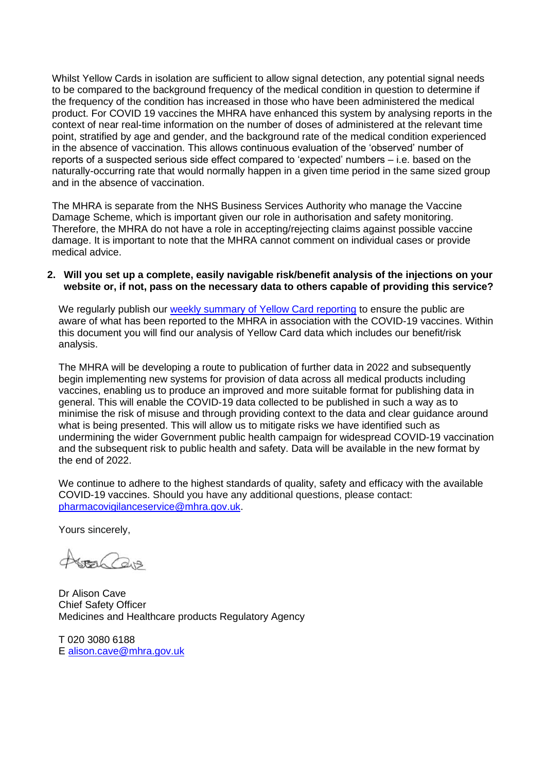Whilst Yellow Cards in isolation are sufficient to allow signal detection, any potential signal needs to be compared to the background frequency of the medical condition in question to determine if the frequency of the condition has increased in those who have been administered the medical product. For COVID 19 vaccines the MHRA have enhanced this system by analysing reports in the context of near real-time information on the number of doses of administered at the relevant time point, stratified by age and gender, and the background rate of the medical condition experienced in the absence of vaccination. This allows continuous evaluation of the 'observed' number of reports of a suspected serious side effect compared to 'expected' numbers – i.e. based on the naturally-occurring rate that would normally happen in a given time period in the same sized group and in the absence of vaccination.

The MHRA is separate from the NHS Business Services Authority who manage the Vaccine Damage Scheme, which is important given our role in authorisation and safety monitoring. Therefore, the MHRA do not have a role in accepting/rejecting claims against possible vaccine damage. It is important to note that the MHRA cannot comment on individual cases or provide medical advice.

2. **Will you set up a complete, easily navigable risk/benefit analysis of the injections on your website or, if not, pass on the necessary data to others capable of providing this service?**

We regularly publish our weekly summary of Yellow Card reporting to ensure the public are aware of what has been reported to the MHRA in association with the COVID-19 vaccines. Within this document you will find our analysis of Yellow Card data which includes our benefit/risk analysis.

The MHRA will be developing a route to publication of further data in 2022 and subsequently begin implementing new systems for provision of data across all medical products including vaccines, enabling us to produce an improved and more suitable format for publishing data in general. This will enable the COVID-19 data collected to be published in such a way as to minimise the risk of misuse and through providing context to the data and clear guidance around what is being presented. This will allow us to mitigate risks we have identified such as undermining the wider Government public health campaign for widespread COVID-19 vaccination and the subsequent risk to public health and safety. Data will be available in the new format by the end of 2022.

We continue to adhere to the highest standards of quality, safety and efficacy with the available COVID-19 vaccines. Should you have any additional questions, please contact: pharmacovigilanceservice@mhra.gov.uk.

Yours sincerely,

Dr Alison Cave
Chief Safety Officer
Medicines and Healthcare products Regulatory Agency

T 020 3080 6188
E alison.cave@mhra.gov.uk